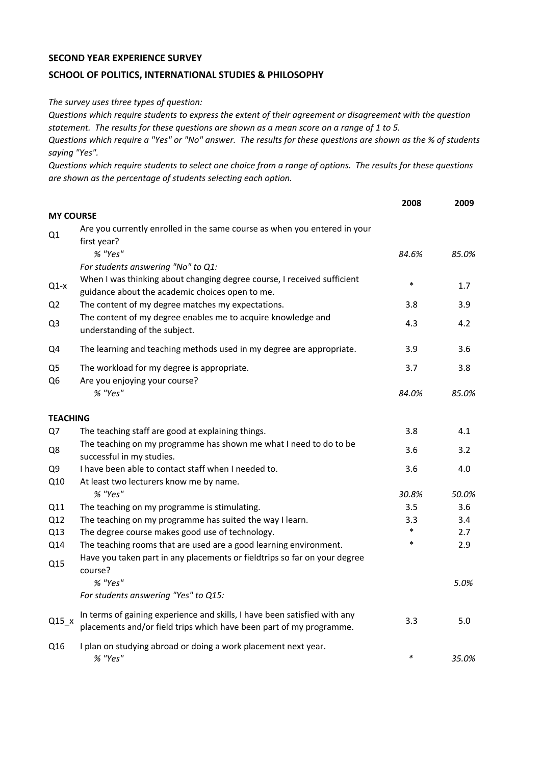**SECOND YEAR EXPERIENCE SURVEY**

**SCHOOL OF POLITICS, INTERNATIONAL STUDIES & PHILOSOPHY**

*The survey uses three types of question:*
*Questions which require students to express the extent of their agreement or disagreement with the question statement. The results for these questions are shown as a mean score on a range of 1 to 5.*
*Questions which require a "Yes" or "No" answer. The results for these questions are shown as the % of students saying "Yes".*
*Questions which require students to select one choice from a range of options. The results for these questions are shown as the percentage of students selecting each option.*

| | | 2008 | 2009 |
|---|---|---|---|
| **MY COURSE** | | | |
| Q1 | Are you currently enrolled in the same course as when you entered in your first year? | | |
| | *% "Yes"* | *84.6%* | *85.0%* |
| | *For students answering "No" to Q1:* | | |
| Q1-x | When I was thinking about changing degree course, I received sufficient guidance about the academic choices open to me. | * | 1.7 |
| Q2 | The content of my degree matches my expectations. | 3.8 | 3.9 |
| Q3 | The content of my degree enables me to acquire knowledge and understanding of the subject. | 4.3 | 4.2 |
| Q4 | The learning and teaching methods used in my degree are appropriate. | 3.9 | 3.6 |
| Q5 | The workload for my degree is appropriate. | 3.7 | 3.8 |
| Q6 | Are you enjoying your course? | | |
| | *% "Yes"* | *84.0%* | *85.0%* |
| **TEACHING** | | | |
| Q7 | The teaching staff are good at explaining things. | 3.8 | 4.1 |
| Q8 | The teaching on my programme has shown me what I need to do to be successful in my studies. | 3.6 | 3.2 |
| Q9 | I have been able to contact staff when I needed to. | 3.6 | 4.0 |
| Q10 | At least two lecturers know me by name. | | |
| | *% "Yes"* | *30.8%* | *50.0%* |
| Q11 | The teaching on my programme is stimulating. | 3.5 | 3.6 |
| Q12 | The teaching on my programme has suited the way I learn. | 3.3 | 3.4 |
| Q13 | The degree course makes good use of technology. | * | 2.7 |
| Q14 | The teaching rooms that are used are a good learning environment. | * | 2.9 |
| Q15 | Have you taken part in any placements or fieldtrips so far on your degree course? | | |
| | *% "Yes"* | | *5.0%* |
| | *For students answering "Yes" to Q15:* | | |
| Q15_x | In terms of gaining experience and skills, I have been satisfied with any placements and/or field trips which have been part of my programme. | 3.3 | 5.0 |
| Q16 | I plan on studying abroad or doing a work placement next year. | | |
| | *% "Yes"* | * | *35.0%* |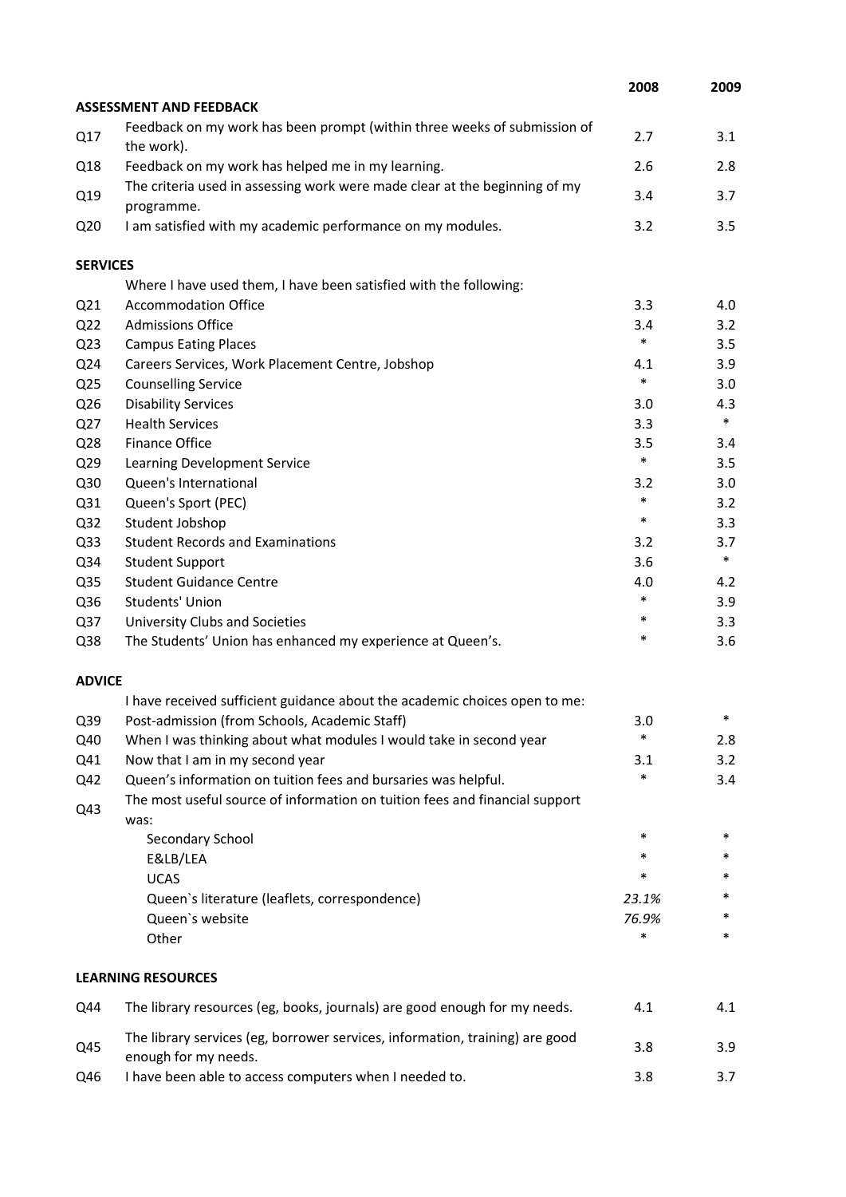| | | 2008 | 2009 |
|---|---|---|---|
| **ASSESSMENT AND FEEDBACK** | | | |
| Q17 | Feedback on my work has been prompt (within three weeks of submission of the work). | 2.7 | 3.1 |
| Q18 | Feedback on my work has helped me in my learning. | 2.6 | 2.8 |
| Q19 | The criteria used in assessing work were made clear at the beginning of my programme. | 3.4 | 3.7 |
| Q20 | I am satisfied with my academic performance on my modules. | 3.2 | 3.5 |
| **SERVICES** | | | |
| | Where I have used them, I have been satisfied with the following: | | |
| Q21 | Accommodation Office | 3.3 | 4.0 |
| Q22 | Admissions Office | 3.4 | 3.2 |
| Q23 | Campus Eating Places | * | 3.5 |
| Q24 | Careers Services, Work Placement Centre, Jobshop | 4.1 | 3.9 |
| Q25 | Counselling Service | * | 3.0 |
| Q26 | Disability Services | 3.0 | 4.3 |
| Q27 | Health Services | 3.3 | * |
| Q28 | Finance Office | 3.5 | 3.4 |
| Q29 | Learning Development Service | * | 3.5 |
| Q30 | Queen's International | 3.2 | 3.0 |
| Q31 | Queen's Sport (PEC) | * | 3.2 |
| Q32 | Student Jobshop | * | 3.3 |
| Q33 | Student Records and Examinations | 3.2 | 3.7 |
| Q34 | Student Support | 3.6 | * |
| Q35 | Student Guidance Centre | 4.0 | 4.2 |
| Q36 | Students' Union | * | 3.9 |
| Q37 | University Clubs and Societies | * | 3.3 |
| Q38 | The Students' Union has enhanced my experience at Queen's. | * | 3.6 |
| **ADVICE** | | | |
| | I have received sufficient guidance about the academic choices open to me: | | |
| Q39 | Post-admission (from Schools, Academic Staff) | 3.0 | * |
| Q40 | When I was thinking about what modules I would take in second year | * | 2.8 |
| Q41 | Now that I am in my second year | 3.1 | 3.2 |
| Q42 | Queen's information on tuition fees and bursaries was helpful. | * | 3.4 |
| Q43 | The most useful source of information on tuition fees and financial support was: | | |
| | Secondary School | * | * |
| | E&LB/LEA | * | * |
| | UCAS | * | * |
| | Queen`s literature (leaflets, correspondence) | *23.1%* | * |
| | Queen`s website | *76.9%* | * |
| | Other | * | * |
| **LEARNING RESOURCES** | | | |
| Q44 | The library resources (eg, books, journals) are good enough for my needs. | 4.1 | 4.1 |
| Q45 | The library services (eg, borrower services, information, training) are good enough for my needs. | 3.8 | 3.9 |
| Q46 | I have been able to access computers when I needed to. | 3.8 | 3.7 |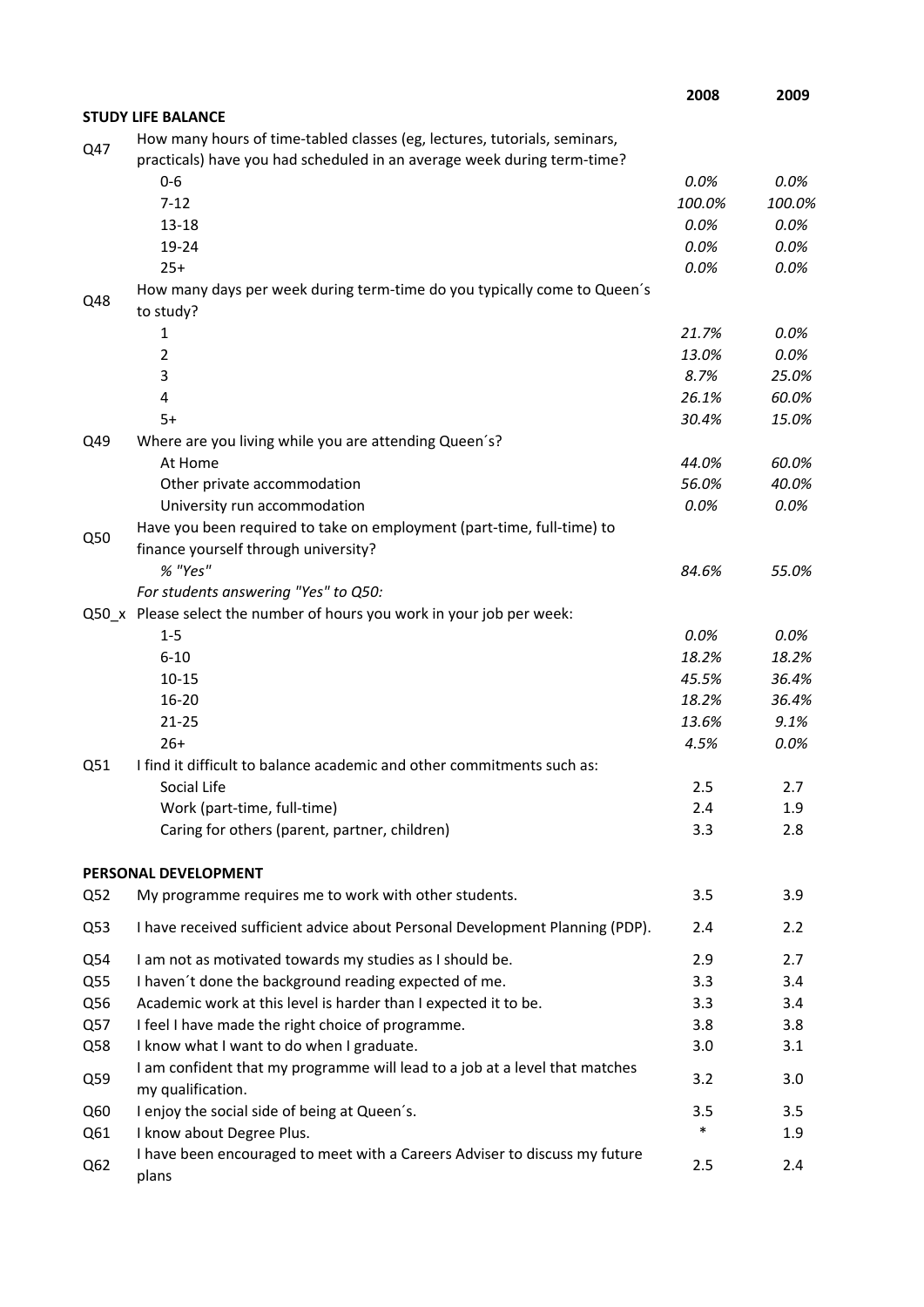| | | 2008 | 2009 |
|---|---|---|---|
| **STUDY LIFE BALANCE** | | | |
| Q47 | How many hours of time-tabled classes (eg, lectures, tutorials, seminars, practicals) have you had scheduled in an average week during term-time? | | |
| | 0-6 | *0.0%* | *0.0%* |
| | 7-12 | *100.0%* | *100.0%* |
| | 13-18 | *0.0%* | *0.0%* |
| | 19-24 | *0.0%* | *0.0%* |
| | 25+ | *0.0%* | *0.0%* |
| Q48 | How many days per week during term-time do you typically come to Queen´s to study? | | |
| | 1 | *21.7%* | *0.0%* |
| | 2 | *13.0%* | *0.0%* |
| | 3 | *8.7%* | *25.0%* |
| | 4 | *26.1%* | *60.0%* |
| | 5+ | *30.4%* | *15.0%* |
| Q49 | Where are you living while you are attending Queen´s? | | |
| | At Home | *44.0%* | *60.0%* |
| | Other private accommodation | *56.0%* | *40.0%* |
| | University run accommodation | *0.0%* | *0.0%* |
| Q50 | Have you been required to take on employment (part-time, full-time) to finance yourself through university? | | |
| | *% "Yes"* | *84.6%* | *55.0%* |
| | *For students answering "Yes" to Q50:* | | |
| Q50_x | Please select the number of hours you work in your job per week: | | |
| | 1-5 | *0.0%* | *0.0%* |
| | 6-10 | *18.2%* | *18.2%* |
| | 10-15 | *45.5%* | *36.4%* |
| | 16-20 | *18.2%* | *36.4%* |
| | 21-25 | *13.6%* | *9.1%* |
| | 26+ | *4.5%* | *0.0%* |
| Q51 | I find it difficult to balance academic and other commitments such as: | | |
| | Social Life | 2.5 | 2.7 |
| | Work (part-time, full-time) | 2.4 | 1.9 |
| | Caring for others (parent, partner, children) | 3.3 | 2.8 |
| **PERSONAL DEVELOPMENT** | | | |
| Q52 | My programme requires me to work with other students. | 3.5 | 3.9 |
| Q53 | I have received sufficient advice about Personal Development Planning (PDP). | 2.4 | 2.2 |
| Q54 | I am not as motivated towards my studies as I should be. | 2.9 | 2.7 |
| Q55 | I haven´t done the background reading expected of me. | 3.3 | 3.4 |
| Q56 | Academic work at this level is harder than I expected it to be. | 3.3 | 3.4 |
| Q57 | I feel I have made the right choice of programme. | 3.8 | 3.8 |
| Q58 | I know what I want to do when I graduate. | 3.0 | 3.1 |
| Q59 | I am confident that my programme will lead to a job at a level that matches my qualification. | 3.2 | 3.0 |
| Q60 | I enjoy the social side of being at Queen´s. | 3.5 | 3.5 |
| Q61 | I know about Degree Plus. | * | 1.9 |
| Q62 | I have been encouraged to meet with a Careers Adviser to discuss my future plans | 2.5 | 2.4 |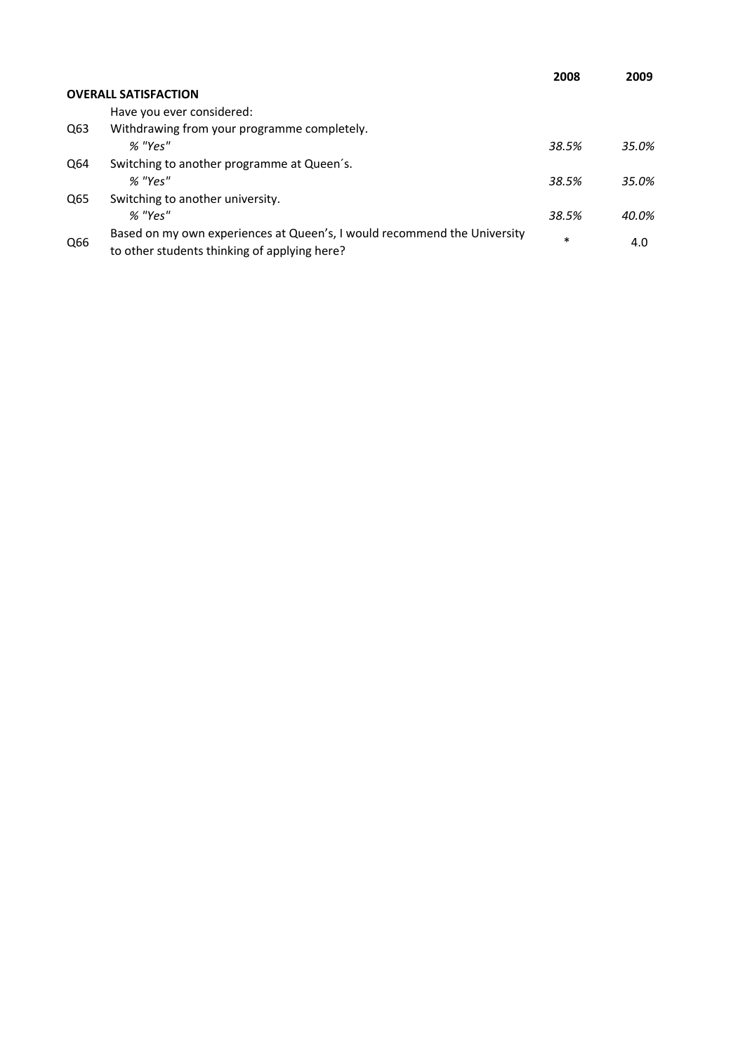| | | 2008 | 2009 |
|---|---|---|---|
| **OVERALL SATISFACTION** | | | |
| | Have you ever considered: | | |
| Q63 | Withdrawing from your programme completely. | | |
| | *% "Yes"* | *38.5%* | *35.0%* |
| Q64 | Switching to another programme at Queen´s. | | |
| | *% "Yes"* | *38.5%* | *35.0%* |
| Q65 | Switching to another university. | | |
| | *% "Yes"* | *38.5%* | *40.0%* |
| Q66 | Based on my own experiences at Queen's, I would recommend the University to other students thinking of applying here? | * | 4.0 |